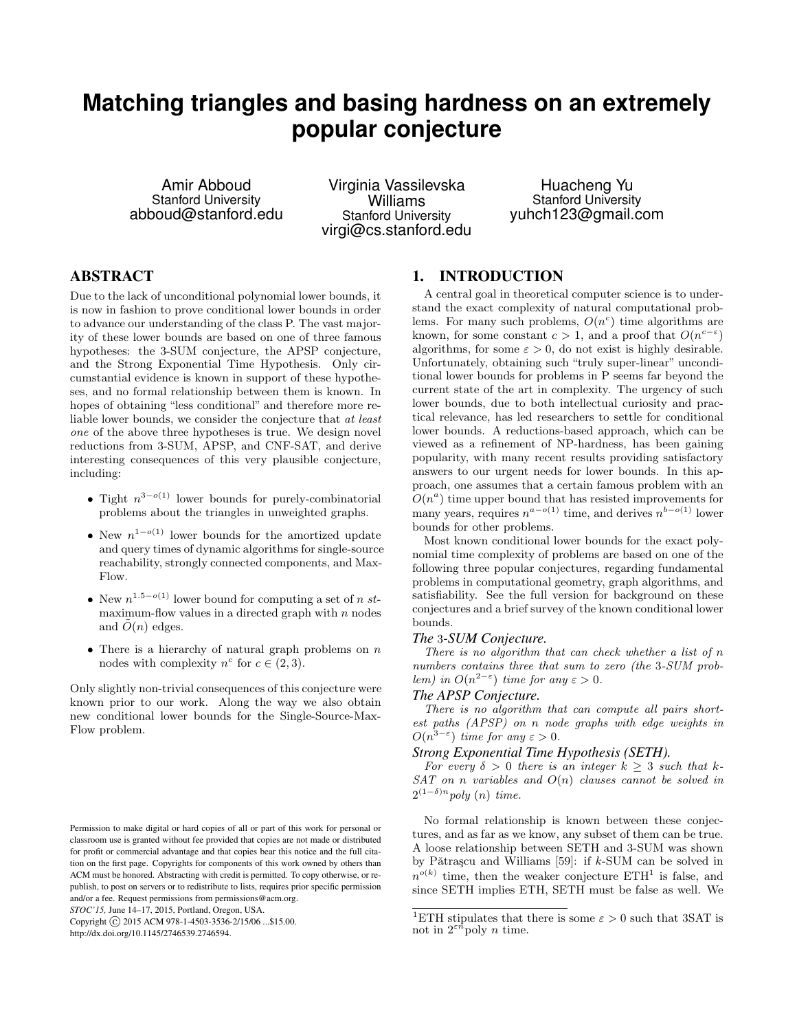# Matching triangles and basing hardness on an extremely popular conjecture

Amir Abboud
Stanford University
abboud@stanford.edu

Virginia Vassilevska Williams
Stanford University
virgi@cs.stanford.edu

Huacheng Yu
Stanford University
yuhch123@gmail.com

## ABSTRACT

Due to the lack of unconditional polynomial lower bounds, it is now in fashion to prove conditional lower bounds in order to advance our understanding of the class P. The vast majority of these lower bounds are based on one of three famous hypotheses: the 3-SUM conjecture, the APSP conjecture, and the Strong Exponential Time Hypothesis. Only circumstantial evidence is known in support of these hypotheses, and no formal relationship between them is known. In hopes of obtaining "less conditional" and therefore more reliable lower bounds, we consider the conjecture that *at least one* of the above three hypotheses is true. We design novel reductions from 3-SUM, APSP, and CNF-SAT, and derive interesting consequences of this very plausible conjecture, including:

- Tight $n^{3-o(1)}$ lower bounds for purely-combinatorial problems about the triangles in unweighted graphs.
- New $n^{1-o(1)}$ lower bounds for the amortized update and query times of dynamic algorithms for single-source reachability, strongly connected components, and Max-Flow.
- New $n^{1.5-o(1)}$ lower bound for computing a set of $n$ $st$-maximum-flow values in a directed graph with $n$ nodes and $\tilde{O}(n)$ edges.
- There is a hierarchy of natural graph problems on $n$ nodes with complexity $n^c$ for $c \in (2, 3)$.

Only slightly non-trivial consequences of this conjecture were known prior to our work. Along the way we also obtain new conditional lower bounds for the Single-Source-Max-Flow problem.

Permission to make digital or hard copies of all or part of this work for personal or classroom use is granted without fee provided that copies are not made or distributed for profit or commercial advantage and that copies bear this notice and the full citation on the first page. Copyrights for components of this work owned by others than ACM must be honored. Abstracting with credit is permitted. To copy otherwise, or republish, to post on servers or to redistribute to lists, requires prior specific permission and/or a fee. Request permissions from permissions@acm.org.
*STOC'15,* June 14–17, 2015, Portland, Oregon, USA.
Copyright © 2015 ACM 978-1-4503-3536-2/15/06 ...$15.00.
http://dx.doi.org/10.1145/2746539.2746594.

## 1. INTRODUCTION

A central goal in theoretical computer science is to understand the exact complexity of natural computational problems. For many such problems, $O(n^c)$ time algorithms are known, for some constant $c > 1$, and a proof that $O(n^{c-\varepsilon})$ algorithms, for some $\varepsilon > 0$, do not exist is highly desirable. Unfortunately, obtaining such "truly super-linear" unconditional lower bounds for problems in P seems far beyond the current state of the art in complexity. The urgency of such lower bounds, due to both intellectual curiosity and practical relevance, has led researchers to settle for conditional lower bounds. A reductions-based approach, which can be viewed as a refinement of NP-hardness, has been gaining popularity, with many recent results providing satisfactory answers to our urgent needs for lower bounds. In this approach, one assumes that a certain famous problem with an $O(n^a)$ time upper bound that has resisted improvements for many years, requires $n^{a-o(1)}$ time, and derives $n^{b-o(1)}$ lower bounds for other problems.

Most known conditional lower bounds for the exact polynomial time complexity of problems are based on one of the following three popular conjectures, regarding fundamental problems in computational geometry, graph algorithms, and satisfiability. See the full version for background on these conjectures and a brief survey of the known conditional lower bounds.

### *The 3-SUM Conjecture.*

*There is no algorithm that can check whether a list of $n$ numbers contains three that sum to zero (the 3-SUM problem) in $O(n^{2-\varepsilon})$ time for any $\varepsilon > 0$.*

### *The APSP Conjecture.*

*There is no algorithm that can compute all pairs shortest paths (APSP) on $n$ node graphs with edge weights in $O(n^{3-\varepsilon})$ time for any $\varepsilon > 0$.*

### *Strong Exponential Time Hypothesis (SETH).*

*For every $\delta > 0$ there is an integer $k \geq 3$ such that $k$-SAT on $n$ variables and $O(n)$ clauses cannot be solved in $2^{(1-\delta)n}$poly $(n)$ time.*

No formal relationship is known between these conjectures, and as far as we know, any subset of them can be true. A loose relationship between SETH and 3-SUM was shown by Pătraşcu and Williams [59]: if $k$-SUM can be solved in $n^{o(k)}$ time, then the weaker conjecture ETH[1] is false, and since SETH implies ETH, SETH must be false as well. We

[1] ETH stipulates that there is some $\varepsilon > 0$ such that 3SAT is not in $2^{\varepsilon n}$poly $n$ time.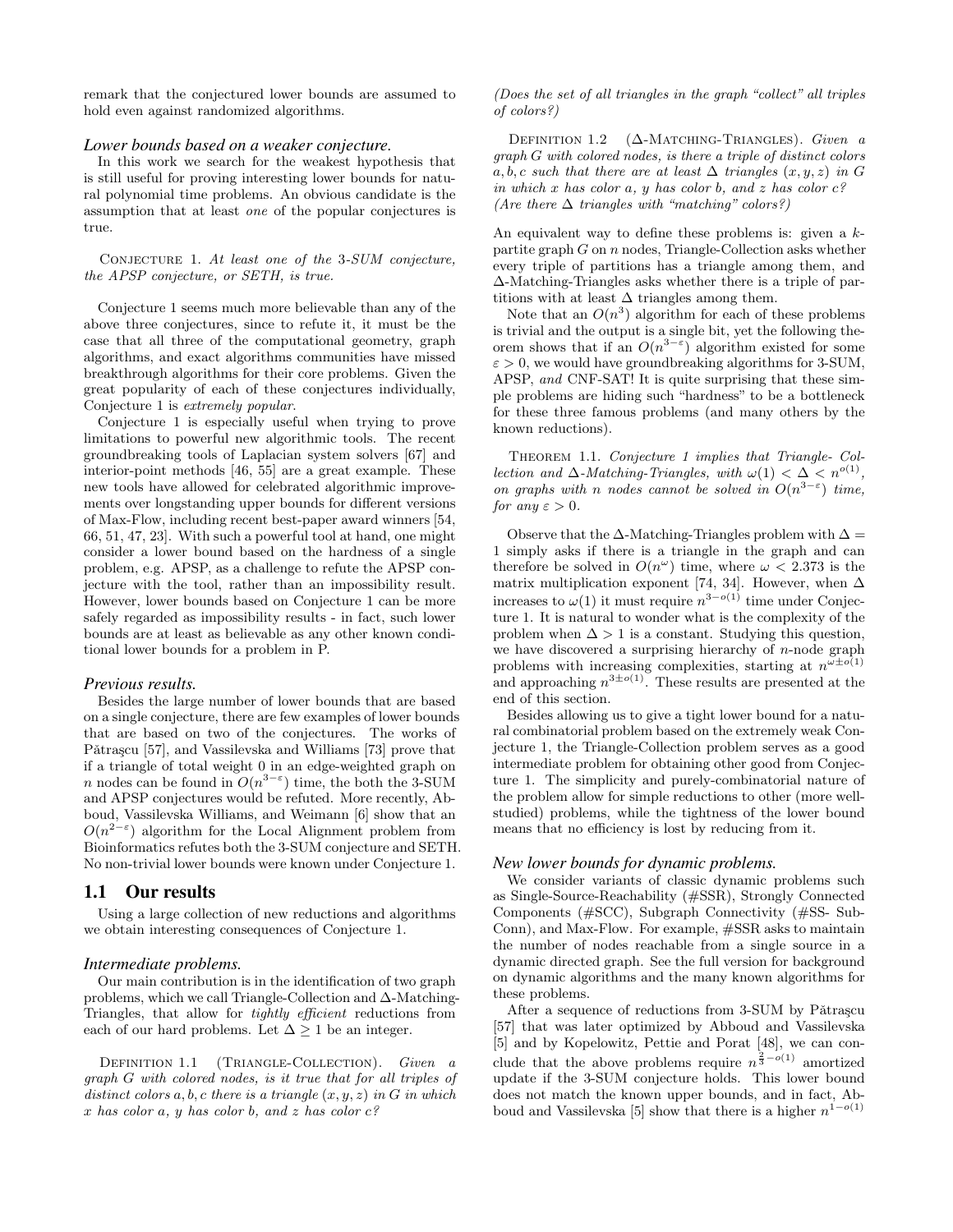remark that the conjectured lower bounds are assumed to hold even against randomized algorithms.

### *Lower bounds based on a weaker conjecture.*

In this work we search for the weakest hypothesis that is still useful for proving interesting lower bounds for natural polynomial time problems. An obvious candidate is the assumption that at least *one* of the popular conjectures is true.

Conjecture 1. *At least one of the 3-SUM conjecture, the APSP conjecture, or SETH, is true.*

Conjecture 1 seems much more believable than any of the above three conjectures, since to refute it, it must be the case that all three of the computational geometry, graph algorithms, and exact algorithms communities have missed breakthrough algorithms for their core problems. Given the great popularity of each of these conjectures individually, Conjecture 1 is *extremely popular*.

Conjecture 1 is especially useful when trying to prove limitations to powerful new algorithmic tools. The recent groundbreaking tools of Laplacian system solvers [67] and interior-point methods [46, 55] are a great example. These new tools have allowed for celebrated algorithmic improvements over longstanding upper bounds for different versions of Max-Flow, including recent best-paper award winners [54, 66, 51, 47, 23]. With such a powerful tool at hand, one might consider a lower bound based on the hardness of a single problem, e.g. APSP, as a challenge to refute the APSP conjecture with the tool, rather than an impossibility result. However, lower bounds based on Conjecture 1 can be more safely regarded as impossibility results - in fact, such lower bounds are at least as believable as any other known conditional lower bounds for a problem in P.

### *Previous results.*

Besides the large number of lower bounds that are based on a single conjecture, there are few examples of lower bounds that are based on two of the conjectures. The works of Pătraşcu [57], and Vassilevska and Williams [73] prove that if a triangle of total weight 0 in an edge-weighted graph on $n$ nodes can be found in $O(n^{3-\varepsilon})$ time, the both the 3-SUM and APSP conjectures would be refuted. More recently, Abboud, Vassilevska Williams, and Weimann [6] show that an $O(n^{2-\varepsilon})$ algorithm for the Local Alignment problem from Bioinformatics refutes both the 3-SUM conjecture and SETH. No non-trivial lower bounds were known under Conjecture 1.

## 1.1 Our results

Using a large collection of new reductions and algorithms we obtain interesting consequences of Conjecture 1.

### *Intermediate problems.*

Our main contribution is in the identification of two graph problems, which we call Triangle-Collection and Δ-Matching-Triangles, that allow for *tightly efficient* reductions from each of our hard problems. Let $\Delta \geq 1$ be an integer.

Definition 1.1 (Triangle-Collection). *Given a graph $G$ with colored nodes, is it true that for all triples of distinct colors $a, b, c$ there is a triangle $(x, y, z)$ in $G$ in which $x$ has color $a$, $y$ has color $b$, and $z$ has color $c$? (Does the set of all triangles in the graph "collect" all triples of colors?)*

Definition 1.2 (Δ-Matching-Triangles). *Given a graph $G$ with colored nodes, is there a triple of distinct colors $a, b, c$ such that there are at least $\Delta$ triangles $(x, y, z)$ in $G$ in which $x$ has color $a$, $y$ has color $b$, and $z$ has color $c$? (Are there $\Delta$ triangles with "matching" colors?)*

An equivalent way to define these problems is: given a $k$-partite graph $G$ on $n$ nodes, Triangle-Collection asks whether every triple of partitions has a triangle among them, and Δ-Matching-Triangles asks whether there is a triple of partitions with at least $\Delta$ triangles among them.

Note that an $O(n^3)$ algorithm for each of these problems is trivial and the output is a single bit, yet the following theorem shows that if an $O(n^{3-\varepsilon})$ algorithm existed for some $\varepsilon > 0$, we would have groundbreaking algorithms for 3-SUM, APSP, *and* CNF-SAT! It is quite surprising that these simple problems are hiding such "hardness" to be a bottleneck for these three famous problems (and many others by the known reductions).

Theorem 1.1. *Conjecture 1 implies that Triangle- Collection and Δ-Matching-Triangles, with $\omega(1) < \Delta < n^{o(1)}$, on graphs with $n$ nodes cannot be solved in $O(n^{3-\varepsilon})$ time, for any $\varepsilon > 0$.*

Observe that the Δ-Matching-Triangles problem with $\Delta = 1$ simply asks if there is a triangle in the graph and can therefore be solved in $O(n^{\omega})$ time, where $\omega < 2.373$ is the matrix multiplication exponent [74, 34]. However, when $\Delta$ increases to $\omega(1)$ it must require $n^{3-o(1)}$ time under Conjecture 1. It is natural to wonder what is the complexity of the problem when $\Delta > 1$ is a constant. Studying this question, we have discovered a surprising hierarchy of $n$-node graph problems with increasing complexities, starting at $n^{\omega \pm o(1)}$ and approaching $n^{3 \pm o(1)}$. These results are presented at the end of this section.

Besides allowing us to give a tight lower bound for a natural combinatorial problem based on the extremely weak Conjecture 1, the Triangle-Collection problem serves as a good intermediate problem for obtaining other good from Conjecture 1. The simplicity and purely-combinatorial nature of the problem allow for simple reductions to other (more well-studied) problems, while the tightness of the lower bound means that no efficiency is lost by reducing from it.

### *New lower bounds for dynamic problems.*

We consider variants of classic dynamic problems such as Single-Source-Reachability (#SSR), Strongly Connected Components (#SCC), Subgraph Connectivity (#SS- SubConn), and Max-Flow. For example, #SSR asks to maintain the number of nodes reachable from a single source in a dynamic directed graph. See the full version for background on dynamic algorithms and the many known algorithms for these problems.

After a sequence of reductions from 3-SUM by Pătraşcu [57] that was later optimized by Abboud and Vassilevska [5] and by Kopelowitz, Pettie and Porat [48], we can conclude that the above problems require $n^{\frac{2}{3}-o(1)}$ amortized update if the 3-SUM conjecture holds. This lower bound does not match the known upper bounds, and in fact, Abboud and Vassilevska [5] show that there is a higher $n^{1-o(1)}$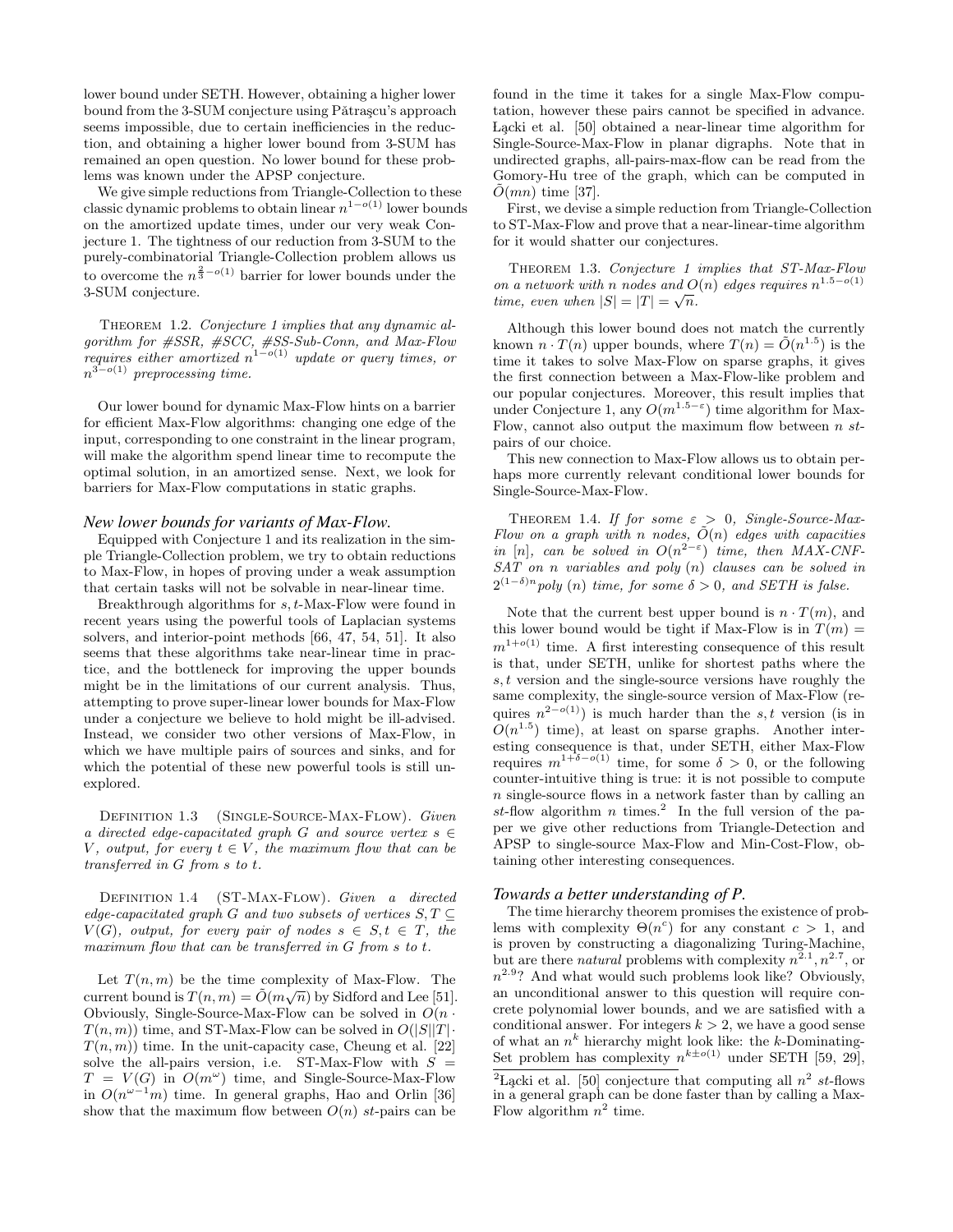lower bound under SETH. However, obtaining a higher lower bound from the 3-SUM conjecture using Pătraşcu's approach seems impossible, due to certain inefficiencies in the reduction, and obtaining a higher lower bound from 3-SUM has remained an open question. No lower bound for these problems was known under the APSP conjecture.

We give simple reductions from Triangle-Collection to these classic dynamic problems to obtain linear $n^{1-o(1)}$ lower bounds on the amortized update times, under our very weak Conjecture 1. The tightness of our reduction from 3-SUM to the purely-combinatorial Triangle-Collection problem allows us to overcome the $n^{\frac{2}{3}-o(1)}$ barrier for lower bounds under the 3-SUM conjecture.

Theorem 1.2. *Conjecture 1 implies that any dynamic algorithm for #SSR, #SCC, #SS-Sub-Conn, and Max-Flow requires either amortized $n^{1-o(1)}$ update or query times, or $n^{3-o(1)}$ preprocessing time.*

Our lower bound for dynamic Max-Flow hints on a barrier for efficient Max-Flow algorithms: changing one edge of the input, corresponding to one constraint in the linear program, will make the algorithm spend linear time to recompute the optimal solution, in an amortized sense. Next, we look for barriers for Max-Flow computations in static graphs.

### *New lower bounds for variants of Max-Flow.*

Equipped with Conjecture 1 and its realization in the simple Triangle-Collection problem, we try to obtain reductions to Max-Flow, in hopes of proving under a weak assumption that certain tasks will not be solvable in near-linear time.

Breakthrough algorithms for $s,t$-Max-Flow were found in recent years using the powerful tools of Laplacian systems solvers, and interior-point methods [66, 47, 54, 51]. It also seems that these algorithms take near-linear time in practice, and the bottleneck for improving the upper bounds might be in the limitations of our current analysis. Thus, attempting to prove super-linear lower bounds for Max-Flow under a conjecture we believe to hold might be ill-advised. Instead, we consider two other versions of Max-Flow, in which we have multiple pairs of sources and sinks, and for which the potential of these new powerful tools is still unexplored.

Definition 1.3 (Single-Source-Max-Flow). *Given a directed edge-capacitated graph $G$ and source vertex $s \in V$, output, for every $t \in V$, the maximum flow that can be transferred in $G$ from $s$ to $t$.*

Definition 1.4 (ST-Max-Flow). *Given a directed edge-capacitated graph $G$ and two subsets of vertices $S, T \subseteq V(G)$, output, for every pair of nodes $s \in S, t \in T$, the maximum flow that can be transferred in $G$ from $s$ to $t$.*

Let $T(n,m)$ be the time complexity of Max-Flow. The current bound is $T(n,m) = \tilde{O}(m\sqrt{n})$ by Sidford and Lee [51]. Obviously, Single-Source-Max-Flow can be solved in $O(n \cdot T(n,m))$ time, and ST-Max-Flow can be solved in $O(|S||T| \cdot T(n,m))$ time. In the unit-capacity case, Cheung et al. [22] solve the all-pairs version, i.e. ST-Max-Flow with $S = T = V(G)$ in $O(m^{\omega})$ time, and Single-Source-Max-Flow in $O(n^{\omega-1}m)$ time. In general graphs, Hao and Orlin [36] show that the maximum flow between $O(n)$ $st$-pairs can be found in the time it takes for a single Max-Flow computation, however these pairs cannot be specified in advance. Łącki et al. [50] obtained a near-linear time algorithm for Single-Source-Max-Flow in planar digraphs. Note that in undirected graphs, all-pairs-max-flow can be read from the Gomory-Hu tree of the graph, which can be computed in $\tilde{O}(mn)$ time [37].

First, we devise a simple reduction from Triangle-Collection to ST-Max-Flow and prove that a near-linear-time algorithm for it would shatter our conjectures.

Theorem 1.3. *Conjecture 1 implies that ST-Max-Flow on a network with $n$ nodes and $O(n)$ edges requires $n^{1.5-o(1)}$ time, even when $|S| = |T| = \sqrt{n}$.*

Although this lower bound does not match the currently known $n \cdot T(n)$ upper bounds, where $T(n) = \tilde{O}(n^{1.5})$ is the time it takes to solve Max-Flow on sparse graphs, it gives the first connection between a Max-Flow-like problem and our popular conjectures. Moreover, this result implies that under Conjecture 1, any $O(m^{1.5-\varepsilon})$ time algorithm for Max-Flow, cannot also output the maximum flow between $n$ $st$-pairs of our choice.

This new connection to Max-Flow allows us to obtain perhaps more currently relevant conditional lower bounds for Single-Source-Max-Flow.

Theorem 1.4. *If for some $\varepsilon > 0$, Single-Source-Max-Flow on a graph with $n$ nodes, $\tilde{O}(n)$ edges with capacities in $[n]$, can be solved in $O(n^{2-\varepsilon})$ time, then MAX-CNF-SAT on $n$ variables and poly $(n)$ clauses can be solved in $2^{(1-\delta)n}$poly $(n)$ time, for some $\delta > 0$, and SETH is false.*

Note that the current best upper bound is $n \cdot T(m)$, and this lower bound would be tight if Max-Flow is in $T(m) = m^{1+o(1)}$ time. A first interesting consequence of this result is that, under SETH, unlike for shortest paths where the $s,t$ version and the single-source versions have roughly the same complexity, the single-source version of Max-Flow (requires $n^{2-o(1)}$) is much harder than the $s,t$ version (is in $O(n^{1.5})$ time), at least on sparse graphs. Another interesting consequence is that, under SETH, either Max-Flow requires $m^{1+\delta-o(1)}$ time, for some $\delta > 0$, or the following counter-intuitive thing is true: it is not possible to compute $n$ single-source flows in a network faster than by calling an $st$-flow algorithm $n$ times.[2] In the full version of the paper we give other reductions from Triangle-Detection and APSP to single-source Max-Flow and Min-Cost-Flow, obtaining other interesting consequences.

### *Towards a better understanding of P.*

The time hierarchy theorem promises the existence of problems with complexity $\Theta(n^c)$ for any constant $c > 1$, and is proven by constructing a diagonalizing Turing-Machine, but are there *natural* problems with complexity $n^{2.1}, n^{2.7}$, or $n^{2.9}$? And what would such problems look like? Obviously, an unconditional answer to this question will require concrete polynomial lower bounds, and we are satisfied with a conditional answer. For integers $k > 2$, we have a good sense of what an $n^k$ hierarchy might look like: the $k$-Dominating-Set problem has complexity $n^{k \pm o(1)}$ under SETH [59, 29],

[2] Łącki et al. [50] conjecture that computing all $n^2$ $st$-flows in a general graph can be done faster than by calling a Max-Flow algorithm $n^2$ time.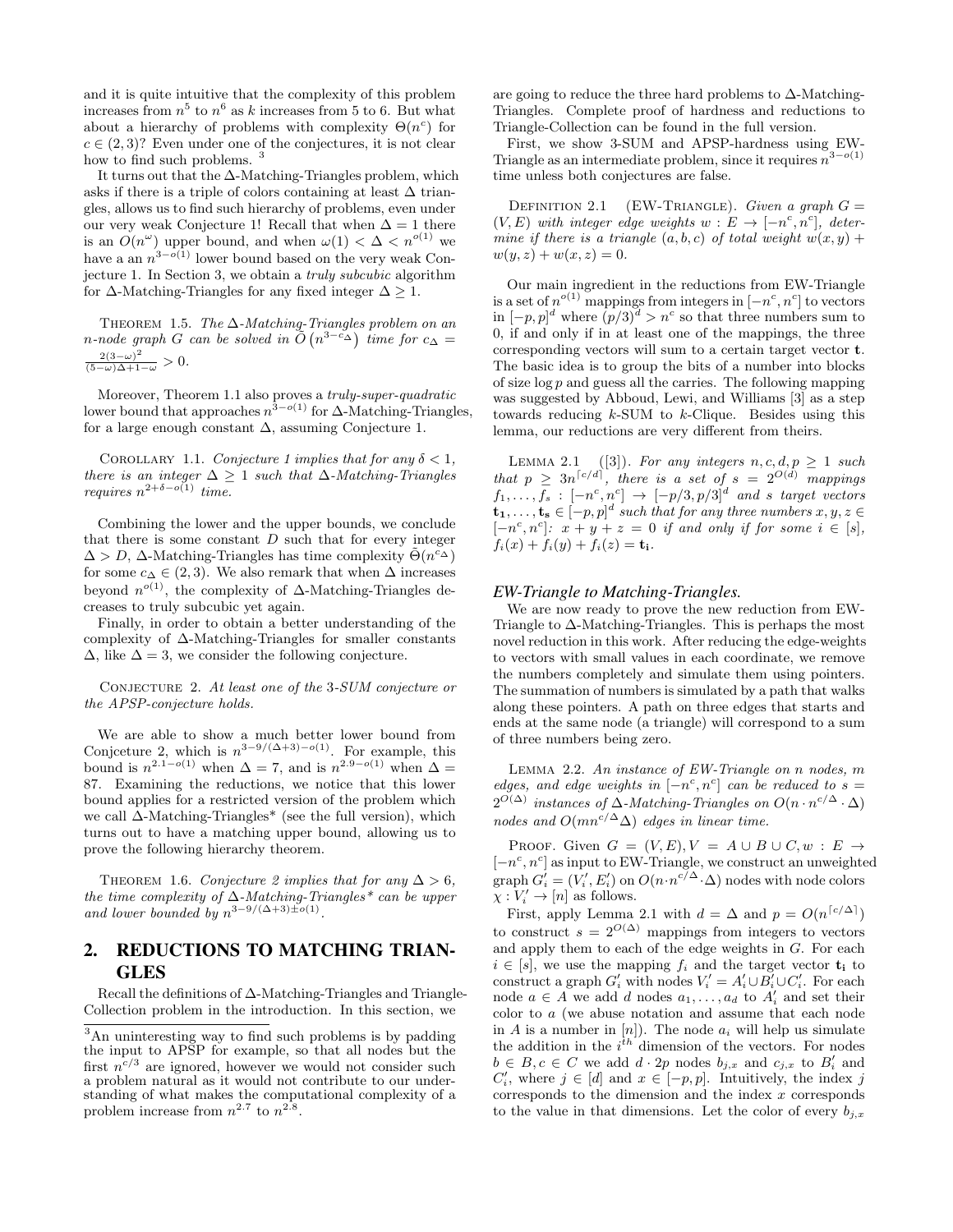and it is quite intuitive that the complexity of this problem increases from $n^5$ to $n^6$ as $k$ increases from 5 to 6. But what about a hierarchy of problems with complexity $\Theta(n^c)$ for $c \in (2, 3)$? Even under one of the conjectures, it is not clear how to find such problems. [3]

It turns out that the $\Delta$-Matching-Triangles problem, which asks if there is a triple of colors containing at least $\Delta$ triangles, allows us to find such hierarchy of problems, even under our very weak Conjecture 1! Recall that when $\Delta = 1$ there is an $O(n^\omega)$ upper bound, and when $\omega(1) < \Delta < n^{o(1)}$ we have a an $n^{3-o(1)}$ lower bound based on the very weak Conjecture 1. In Section 3, we obtain a *truly subcubic* algorithm for $\Delta$-Matching-Triangles for any fixed integer $\Delta \geq 1$.

THEOREM 1.5. *The $\Delta$-Matching-Triangles problem on an $n$-node graph $G$ can be solved in $\tilde{O}\left(n^{3-c_\Delta}\right)$ time for $c_\Delta = \frac{2(3-\omega)^2}{(5-\omega)\Delta+1-\omega} > 0$.*

Moreover, Theorem 1.1 also proves a *truly-super-quadratic* lower bound that approaches $n^{3-o(1)}$ for $\Delta$-Matching-Triangles, for a large enough constant $\Delta$, assuming Conjecture 1.

COROLLARY 1.1. *Conjecture 1 implies that for any $\delta < 1$, there is an integer $\Delta \geq 1$ such that $\Delta$-Matching-Triangles requires $n^{2+\delta-o(1)}$ time.*

Combining the lower and the upper bounds, we conclude that there is some constant $D$ such that for every integer $\Delta > D$, $\Delta$-Matching-Triangles has time complexity $\tilde{\Theta}(n^{c_\Delta})$ for some $c_\Delta \in (2, 3)$. We also remark that when $\Delta$ increases beyond $n^{o(1)}$, the complexity of $\Delta$-Matching-Triangles decreases to truly subcubic yet again.

Finally, in order to obtain a better understanding of the complexity of $\Delta$-Matching-Triangles for smaller constants $\Delta$, like $\Delta = 3$, we consider the following conjecture.

CONJECTURE 2. *At least one of the 3-SUM conjecture or the APSP-conjecture holds.*

We are able to show a much better lower bound from Conjceture 2, which is $n^{3-9/(\Delta+3)-o(1)}$. For example, this bound is $n^{2.1-o(1)}$ when $\Delta = 7$, and is $n^{2.9-o(1)}$ when $\Delta = 87$. Examining the reductions, we notice that this lower bound applies for a restricted version of the problem which we call $\Delta$-Matching-Triangles* (see the full version), which turns out to have a matching upper bound, allowing us to prove the following hierarchy theorem.

THEOREM 1.6. *Conjecture 2 implies that for any $\Delta > 6$, the time complexity of $\Delta$-Matching-Triangles* can be upper and lower bounded by $n^{3-9/(\Delta+3)\pm o(1)}$.*

## 2. REDUCTIONS TO MATCHING TRIANGLES

Recall the definitions of $\Delta$-Matching-Triangles and Triangle-Collection problem in the introduction. In this section, we are going to reduce the three hard problems to $\Delta$-Matching-Triangles. Complete proof of hardness and reductions to Triangle-Collection can be found in the full version.

First, we show 3-SUM and APSP-hardness using EW-Triangle as an intermediate problem, since it requires $n^{3-o(1)}$ time unless both conjectures are false.

DEFINITION 2.1 (EW-TRIANGLE). *Given a graph $G = (V, E)$ with integer edge weights $w : E \to [-n^c, n^c]$, determine if there is a triangle $(a, b, c)$ of total weight $w(x, y) + w(y, z) + w(x, z) = 0$.*

Our main ingredient in the reductions from EW-Triangle is a set of $n^{o(1)}$ mappings from integers in $[-n^c, n^c]$ to vectors in $[-p, p]^d$ where $(p/3)^d > n^c$ so that three numbers sum to 0, if and only if in at least one of the mappings, the three corresponding vectors will sum to a certain target vector $\mathbf{t}$. The basic idea is to group the bits of a number into blocks of size $\log p$ and guess all the carries. The following mapping was suggested by Abboud, Lewi, and Williams [3] as a step towards reducing $k$-SUM to $k$-Clique. Besides using this lemma, our reductions are very different from theirs.

LEMMA 2.1 ([3]). *For any integers $n, c, d, p \geq 1$ such that $p \geq 3n^{\lceil c/d \rceil}$, there is a set of $s = 2^{O(d)}$ mappings $f_1, \ldots, f_s : [-n^c, n^c] \to [-p/3, p/3]^d$ and $s$ target vectors $\mathbf{t_1}, \ldots, \mathbf{t_s} \in [-p, p]^d$ such that for any three numbers $x, y, z \in [-n^c, n^c]$: $x + y + z = 0$ if and only if for some $i \in [s]$, $f_i(x) + f_i(y) + f_i(z) = \mathbf{t_i}$.*

### *EW-Triangle to Matching-Triangles.*

We are now ready to prove the new reduction from EW-Triangle to $\Delta$-Matching-Triangles. This is perhaps the most novel reduction in this work. After reducing the edge-weights to vectors with small values in each coordinate, we remove the numbers completely and simulate them using pointers. The summation of numbers is simulated by a path that walks along these pointers. A path on three edges that starts and ends at the same node (a triangle) will correspond to a sum of three numbers being zero.

LEMMA 2.2. *An instance of EW-Triangle on $n$ nodes, $m$ edges, and edge weights in $[-n^c, n^c]$ can be reduced to $s = 2^{O(\Delta)}$ instances of $\Delta$-Matching-Triangles on $O(n \cdot n^{c/\Delta} \cdot \Delta)$ nodes and $O(mn^{c/\Delta}\Delta)$ edges in linear time.*

PROOF. Given $G = (V, E), V = A \cup B \cup C, w : E \to [-n^c, n^c]$ as input to EW-Triangle, we construct an unweighted graph $G'_i = (V'_i, E'_i)$ on $O(n \cdot n^{c/\Delta} \cdot \Delta)$ nodes with node colors $\chi : V'_i \to [n]$ as follows.

First, apply Lemma 2.1 with $d = \Delta$ and $p = O(n^{\lceil c/\Delta \rceil})$ to construct $s = 2^{O(\Delta)}$ mappings from integers to vectors and apply them to each of the edge weights in $G$. For each $i \in [s]$, we use the mapping $f_i$ and the target vector $\mathbf{t_i}$ to construct a graph $G'_i$ with nodes $V'_i = A'_i \cup B'_i \cup C'_i$. For each node $a \in A$ we add $d$ nodes $a_1, \ldots, a_d$ to $A'_i$ and set their color to $a$ (we abuse notation and assume that each node in $A$ is a number in $[n]$). The node $a_i$ will help us simulate the addition in the $i^{th}$ dimension of the vectors. For nodes $b \in B, c \in C$ we add $d \cdot 2p$ nodes $b_{j,x}$ and $c_{j,x}$ to $B'_i$ and $C'_i$, where $j \in [d]$ and $x \in [-p, p]$. Intuitively, the index $j$ corresponds to the dimension and the index $x$ corresponds to the value in that dimensions. Let the color of every $b_{j,x}$

---

[3] An uninteresting way to find such problems is by padding the input to APSP for example, so that all nodes but the first $n^{c/3}$ are ignored, however we would not consider such a problem natural as it would not contribute to our understanding of what makes the computational complexity of a problem increase from $n^{2.7}$ to $n^{2.8}$.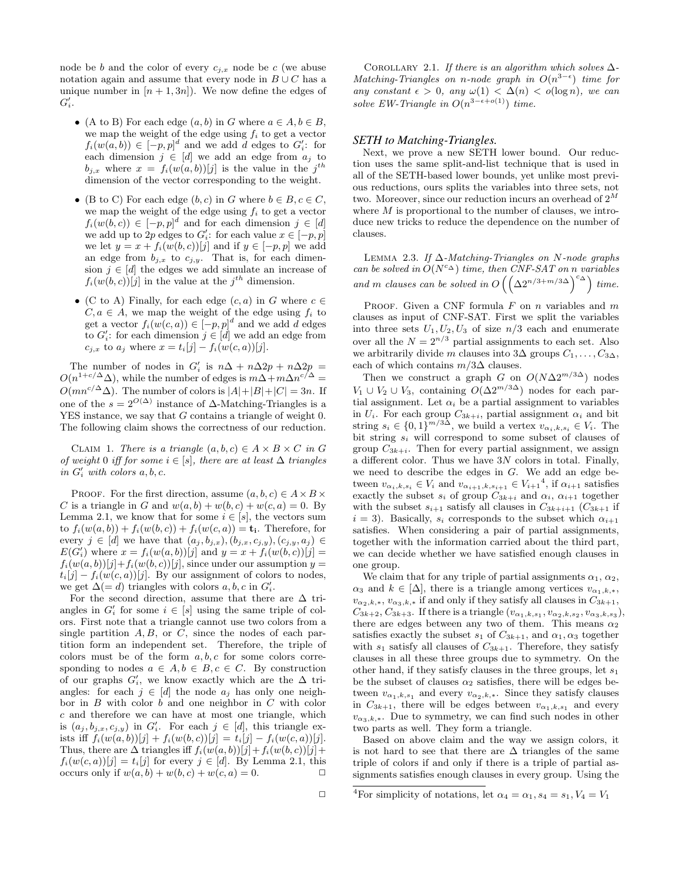node be $b$ and the color of every $c_{j,x}$ node be $c$ (we abuse notation again and assume that every node in $B \cup C$ has a unique number in $[n+1, 3n]$). We now define the edges of $G'_i$.

- (A to B) For each edge $(a, b)$ in $G$ where $a \in A, b \in B$, we map the weight of the edge using $f_i$ to get a vector $f_i(w(a,b)) \in [-p,p]^d$ and we add $d$ edges to $G'_i$: for each dimension $j \in [d]$ we add an edge from $a_j$ to $b_{j,x}$ where $x = f_i(w(a,b))[j]$ is the value in the $j^{th}$ dimension of the vector corresponding to the weight.
- (B to C) For each edge $(b, c)$ in $G$ where $b \in B, c \in C$, we map the weight of the edge using $f_i$ to get a vector $f_i(w(b,c)) \in [-p,p]^d$ and for each dimension $j \in [d]$ we add up to $2p$ edges to $G'_i$: for each value $x \in [-p,p]$ we let $y = x + f_i(w(b,c))[j]$ and if $y \in [-p,p]$ we add an edge from $b_{j,x}$ to $c_{j,y}$. That is, for each dimension $j \in [d]$ the edges we add simulate an increase of $f_i(w(b,c))[j]$ in the value at the $j^{th}$ dimension.
- (C to A) Finally, for each edge $(c, a)$ in $G$ where $c \in C, a \in A$, we map the weight of the edge using $f_i$ to get a vector $f_i(w(c,a)) \in [-p,p]^d$ and we add $d$ edges to $G'_i$: for each dimension $j \in [d]$ we add an edge from $c_{j,x}$ to $a_j$ where $x = t_i[j] - f_i(w(c,a))[j]$.

The number of nodes in $G'_i$ is $n\Delta + n\Delta 2p + n\Delta 2p = O(n^{1+c/\Delta}\Delta)$, while the number of edges is $m\Delta + m\Delta n^{c/\Delta} = O(mn^{c/\Delta}\Delta)$. The number of colors is $|A|+|B|+|C| = 3n$. If one of the $s = 2^{O(\Delta)}$ instance of $\Delta$-Matching-Triangles is a YES instance, we say that $G$ contains a triangle of weight 0. The following claim shows the correctness of our reduction.

CLAIM 1. *There is a triangle $(a,b,c) \in A \times B \times C$ in $G$ of weight 0 iff for some $i \in [s]$, there are at least $\Delta$ triangles in $G'_i$ with colors $a, b, c$.*

PROOF. For the first direction, assume $(a,b,c) \in A \times B \times C$ is a triangle in $G$ and $w(a,b) + w(b,c) + w(c,a) = 0$. By Lemma 2.1, we know that for some $i \in [s]$, the vectors sum to $f_i(w(a,b)) + f_i(w(b,c)) + f_i(w(c,a)) = \mathbf{t_i}$. Therefore, for every $j \in [d]$ we have that $(a_j, b_{j,x}), (b_{j,x}, c_{j,y}), (c_{j,y}, a_j) \in E(G'_i)$ where $x = f_i(w(a,b))[j]$ and $y = x + f_i(w(b,c))[j] = f_i(w(a,b))[j] + f_i(w(b,c))[j]$, since under our assumption $y = t_i[j] - f_i(w(c,a))[j]$. By our assignment of colors to nodes, we get $\Delta(=d)$ triangles with colors $a, b, c$ in $G'_i$.

For the second direction, assume that there are $\Delta$ triangles in $G'_i$ for some $i \in [s]$ using the same triple of colors. First note that a triangle cannot use two colors from a single partition $A, B$, or $C$, since the nodes of each partition form an independent set. Therefore, the triple of colors must be of the form $a, b, c$ for some colors corresponding to nodes $a \in A, b \in B, c \in C$. By construction of our graphs $G'_i$, we know exactly which are the $\Delta$ triangles: for each $j \in [d]$ the node $a_j$ has only one neighbor in $B$ with color $b$ and one neighbor in $C$ with color $c$ and therefore we can have at most one triangle, which is $(a_j, b_{j,x}, c_{j,y})$ in $G'_i$. For each $j \in [d]$, this triangle exists iff $f_i(w(a,b))[j] + f_i(w(b,c))[j] = t_i[j] - f_i(w(c,a))[j]$. Thus, there are $\Delta$ triangles iff $f_i(w(a,b))[j] + f_i(w(b,c))[j] + f_i(w(c,a))[j] = t_i[j]$ for every $j \in [d]$. By Lemma 2.1, this occurs only if $w(a,b) + w(b,c) + w(c,a) = 0$. □

□

COROLLARY 2.1. *If there is an algorithm which solves $\Delta$-Matching-Triangles on $n$-node graph in $O(n^{3-\epsilon})$ time for any constant $\epsilon > 0$, any $\omega(1) < \Delta(n) < o(\log n)$, we can solve EW-Triangle in $O(n^{3-\epsilon+o(1)})$ time.*

### *SETH to Matching-Triangles.*

Next, we prove a new SETH lower bound. Our reduction uses the same split-and-list technique that is used in all of the SETH-based lower bounds, yet unlike most previous reductions, ours splits the variables into three sets, not two. Moreover, since our reduction incurs an overhead of $2^M$ where $M$ is proportional to the number of clauses, we introduce new tricks to reduce the dependence on the number of clauses.

LEMMA 2.3. *If $\Delta$-Matching-Triangles on $N$-node graphs can be solved in $O(N^{c_\Delta})$ time, then CNF-SAT on $n$ variables and $m$ clauses can be solved in $O\left(\left(\Delta 2^{n/3+m/3\Delta}\right)^{c_\Delta}\right)$ time.*

PROOF. Given a CNF formula $F$ on $n$ variables and $m$ clauses as input of CNF-SAT. First we split the variables into three sets $U_1, U_2, U_3$ of size $n/3$ each and enumerate over all the $N = 2^{n/3}$ partial assignments to each set. Also we arbitrarily divide $m$ clauses into $3\Delta$ groups $C_1, \ldots, C_{3\Delta}$, each of which contains $m/3\Delta$ clauses.

Then we construct a graph $G$ on $O(N\Delta 2^{m/3\Delta})$ nodes $V_1 \cup V_2 \cup V_3$, containing $O(\Delta 2^{m/3\Delta})$ nodes for each partial assignment. Let $\alpha_i$ be a partial assignment to variables in $U_i$. For each group $C_{3k+i}$, partial assignment $\alpha_i$ and bit string $s_i \in \{0,1\}^{m/3\Delta}$, we build a vertex $v_{\alpha_i,k,s_i} \in V_i$. The bit string $s_i$ will correspond to some subset of clauses of group $C_{3k+i}$. Then for every partial assignment, we assign a different color. Thus we have $3N$ colors in total. Finally, we need to describe the edges in $G$. We add an edge between $v_{\alpha_i,k,s_i} \in V_i$ and $v_{\alpha_{i+1},k,s_{i+1}} \in V_{i+1}$[4], if $\alpha_{i+1}$ satisfies exactly the subset $s_i$ of group $C_{3k+i}$ and $\alpha_i$, $\alpha_{i+1}$ together with the subset $s_{i+1}$ satisfy all clauses in $C_{3k+i+1}$ ($C_{3k+1}$ if $i = 3$). Basically, $s_i$ corresponds to the subset which $\alpha_{i+1}$ satisfies. When considering a pair of partial assignments, together with the information carried about the third part, we can decide whether we have satisfied enough clauses in one group.

We claim that for any triple of partial assignments $\alpha_1$, $\alpha_2$, $\alpha_3$ and $k \in [\Delta]$, there is a triangle among vertices $v_{\alpha_1,k,*}$, $v_{\alpha_2,k,*}$, $v_{\alpha_3,k,*}$ if and only if they satisfy all clauses in $C_{3k+1}$, $C_{3k+2}$, $C_{3k+3}$. If there is a triangle $(v_{\alpha_1,k,s_1}, v_{\alpha_2,k,s_2}, v_{\alpha_3,k,s_3})$, there are edges between any two of them. This means $\alpha_2$ satisfies exactly the subset $s_1$ of $C_{3k+1}$, and $\alpha_1, \alpha_3$ together with $s_1$ satisfy all clauses of $C_{3k+1}$. Therefore, they satisfy clauses in all these three groups due to symmetry. On the other hand, if they satisfy clauses in the three groups, let $s_1$ be the subset of clauses $\alpha_2$ satisfies, there will be edges between $v_{\alpha_1,k,s_1}$ and every $v_{\alpha_2,k,*}$. Since they satisfy clauses in $C_{3k+1}$, there will be edges between $v_{\alpha_1,k,s_1}$ and every $v_{\alpha_3,k,*}$. Due to symmetry, we can find such nodes in other two parts as well. They form a triangle.

Based on above claim and the way we assign colors, it is not hard to see that there are $\Delta$ triangles of the same triple of colors if and only if there is a triple of partial assignments satisfies enough clauses in every group. Using the

[4]For simplicity of notations, let $\alpha_4 = \alpha_1, s_4 = s_1, V_4 = V_1$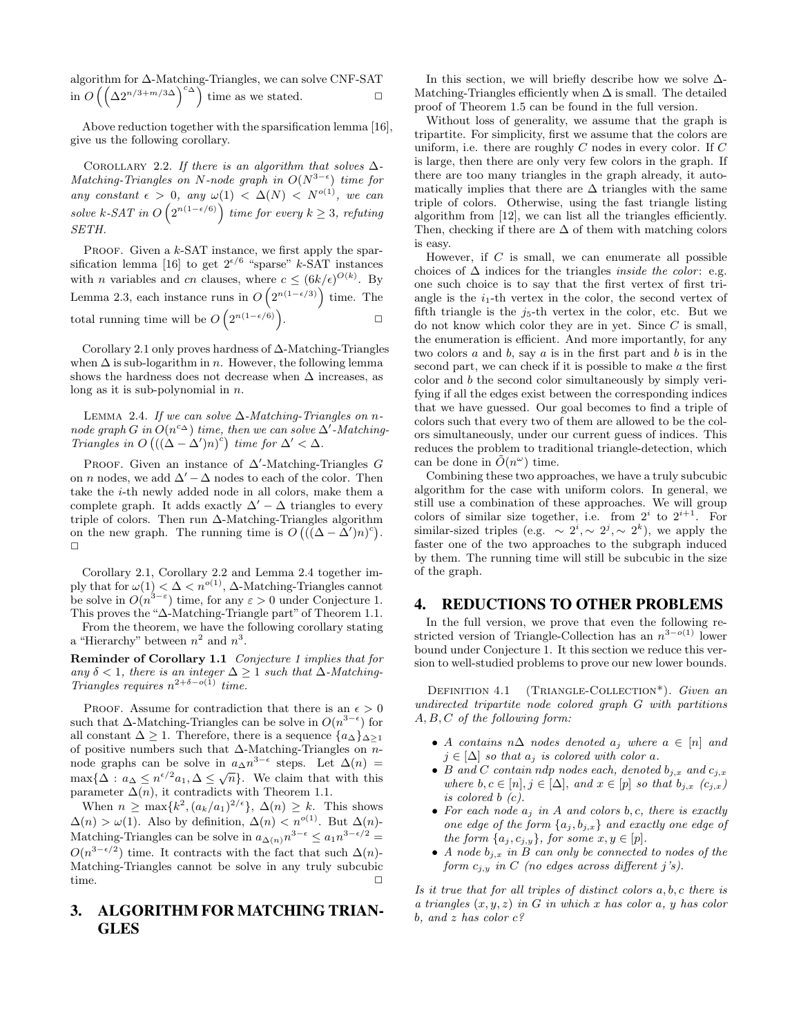algorithm for Δ-Matching-Triangles, we can solve CNF-SAT in $O\left(\left(\Delta 2^{n/3+m/3\Delta}\right)^{c_\Delta}\right)$ time as we stated. □

Above reduction together with the sparsification lemma [16], give us the following corollary.

Corollary 2.2. *If there is an algorithm that solves Δ-Matching-Triangles on N-node graph in $O(N^{3-\epsilon})$ time for any constant $\epsilon > 0$, any $\omega(1) < \Delta(N) < N^{o(1)}$, we can solve k-SAT in $O\left(2^{n(1-\epsilon/6)}\right)$ time for every $k \geq 3$, refuting SETH.*

Proof. Given a $k$-SAT instance, we first apply the sparsification lemma [16] to get $2^{\epsilon/6}$ "sparse" $k$-SAT instances with $n$ variables and $cn$ clauses, where $c \leq (6k/\epsilon)^{O(k)}$. By Lemma 2.3, each instance runs in $O\left(2^{n(1-\epsilon/3)}\right)$ time. The total running time will be $O\left(2^{n(1-\epsilon/6)}\right)$. □

Corollary 2.1 only proves hardness of Δ-Matching-Triangles when Δ is sub-logarithm in $n$. However, the following lemma shows the hardness does not decrease when Δ increases, as long as it is sub-polynomial in $n$.

Lemma 2.4. *If we can solve Δ-Matching-Triangles on n-node graph G in $O(n^{c_\Delta})$ time, then we can solve Δ′-Matching-Triangles in $O\left(((\Delta - \Delta')n)^c\right)$ time for $\Delta' < \Delta$.*

Proof. Given an instance of Δ′-Matching-Triangles $G$ on $n$ nodes, we add $\Delta' - \Delta$ nodes to each of the color. Then take the $i$-th newly added node in all colors, make them a complete graph. It adds exactly $\Delta' - \Delta$ triangles to every triple of colors. Then run Δ-Matching-Triangles algorithm on the new graph. The running time is $O\left(((\Delta - \Delta')n)^c\right)$. □

Corollary 2.1, Corollary 2.2 and Lemma 2.4 together imply that for $\omega(1) < \Delta < n^{o(1)}$, Δ-Matching-Triangles cannot be solve in $O(n^{3-\varepsilon})$ time, for any $\varepsilon > 0$ under Conjecture 1. This proves the "Δ-Matching-Triangle part" of Theorem 1.1.

From the theorem, we have the following corollary stating a "Hierarchy" between $n^2$ and $n^3$.

**Reminder of Corollary 1.1** *Conjecture 1 implies that for any $\delta < 1$, there is an integer $\Delta \geq 1$ such that Δ-Matching-Triangles requires $n^{2+\delta-o(1)}$ time.*

Proof. Assume for contradiction that there is an $\epsilon > 0$ such that Δ-Matching-Triangles can be solve in $O(n^{3-\epsilon})$ for all constant $\Delta \geq 1$. Therefore, there is a sequence $\{a_\Delta\}_{\Delta \geq 1}$ of positive numbers such that Δ-Matching-Triangles on $n$-node graphs can be solve in $a_\Delta n^{3-\epsilon}$ steps. Let $\Delta(n) = \max\{\Delta : a_\Delta \leq n^{\epsilon/2} a_1, \Delta \leq \sqrt{n}\}$. We claim that with this parameter $\Delta(n)$, it contradicts with Theorem 1.1.

When $n \geq \max\{k^2, (a_k/a_1)^{2/\epsilon}\}$, $\Delta(n) \geq k$. This shows $\Delta(n) > \omega(1)$. Also by definition, $\Delta(n) < n^{o(1)}$. But $\Delta(n)$-Matching-Triangles can be solve in $a_{\Delta(n)} n^{3-\epsilon} \leq a_1 n^{3-\epsilon/2} = O(n^{3-\epsilon/2})$ time. It contracts with the fact that such $\Delta(n)$-Matching-Triangles cannot be solve in any truly subcubic time. □

# 3. ALGORITHM FOR MATCHING TRIANGLES

In this section, we will briefly describe how we solve Δ-Matching-Triangles efficiently when Δ is small. The detailed proof of Theorem 1.5 can be found in the full version.

Without loss of generality, we assume that the graph is tripartite. For simplicity, first we assume that the colors are uniform, i.e. there are roughly $C$ nodes in every color. If $C$ is large, then there are only very few colors in the graph. If there are too many triangles in the graph already, it automatically implies that there are Δ triangles with the same triple of colors. Otherwise, using the fast triangle listing algorithm from [12], we can list all the triangles efficiently. Then, checking if there are Δ of them with matching colors is easy.

However, if $C$ is small, we can enumerate all possible choices of Δ indices for the triangles *inside the color*: e.g. one such choice is to say that the first vertex of first triangle is the $i_1$-th vertex in the color, the second vertex of fifth triangle is the $j_5$-th vertex in the color, etc. But we do not know which color they are in yet. Since $C$ is small, the enumeration is efficient. And more importantly, for any two colors $a$ and $b$, say $a$ is in the first part and $b$ is in the second part, we can check if it is possible to make $a$ the first color and $b$ the second color simultaneously by simply verifying if all the edges exist between the corresponding indices that we have guessed. Our goal becomes to find a triple of colors such that every two of them are allowed to be the colors simultaneously, under our current guess of indices. This reduces the problem to traditional triangle-detection, which can be done in $\tilde{O}(n^\omega)$ time.

Combining these two approaches, we have a truly subcubic algorithm for the case with uniform colors. In general, we still use a combination of these approaches. We will group colors of similar size together, i.e. from $2^i$ to $2^{i+1}$. For similar-sized triples (e.g. $\sim 2^i, \sim 2^j, \sim 2^k$), we apply the faster one of the two approaches to the subgraph induced by them. The running time will still be subcubic in the size of the graph.

# 4. REDUCTIONS TO OTHER PROBLEMS

In the full version, we prove that even the following restricted version of Triangle-Collection has an $n^{3-o(1)}$ lower bound under Conjecture 1. It this section we reduce this version to well-studied problems to prove our new lower bounds.

Definition 4.1 (Triangle-Collection*). *Given an undirected tripartite node colored graph G with partitions A, B, C of the following form:*

- *A contains $n\Delta$ nodes denoted $a_j$ where $a \in [n]$ and $j \in [\Delta]$ so that $a_j$ is colored with color a.*
- *B and C contain ndp nodes each, denoted $b_{j,x}$ and $c_{j,x}$ where $b, c \in [n], j \in [\Delta]$, and $x \in [p]$ so that $b_{j,x}$ ($c_{j,x}$) is colored b (c).*
- *For each node $a_j$ in A and colors b, c, there is exactly one edge of the form $\{a_j, b_{j,x}\}$ and exactly one edge of the form $\{a_j, c_{j,y}\}$, for some $x, y \in [p]$.*
- *A node $b_{j,x}$ in B can only be connected to nodes of the form $c_{j,y}$ in C (no edges across different j's).*

*Is it true that for all triples of distinct colors a, b, c there is a triangles (x, y, z) in G in which x has color a, y has color b, and z has color c?*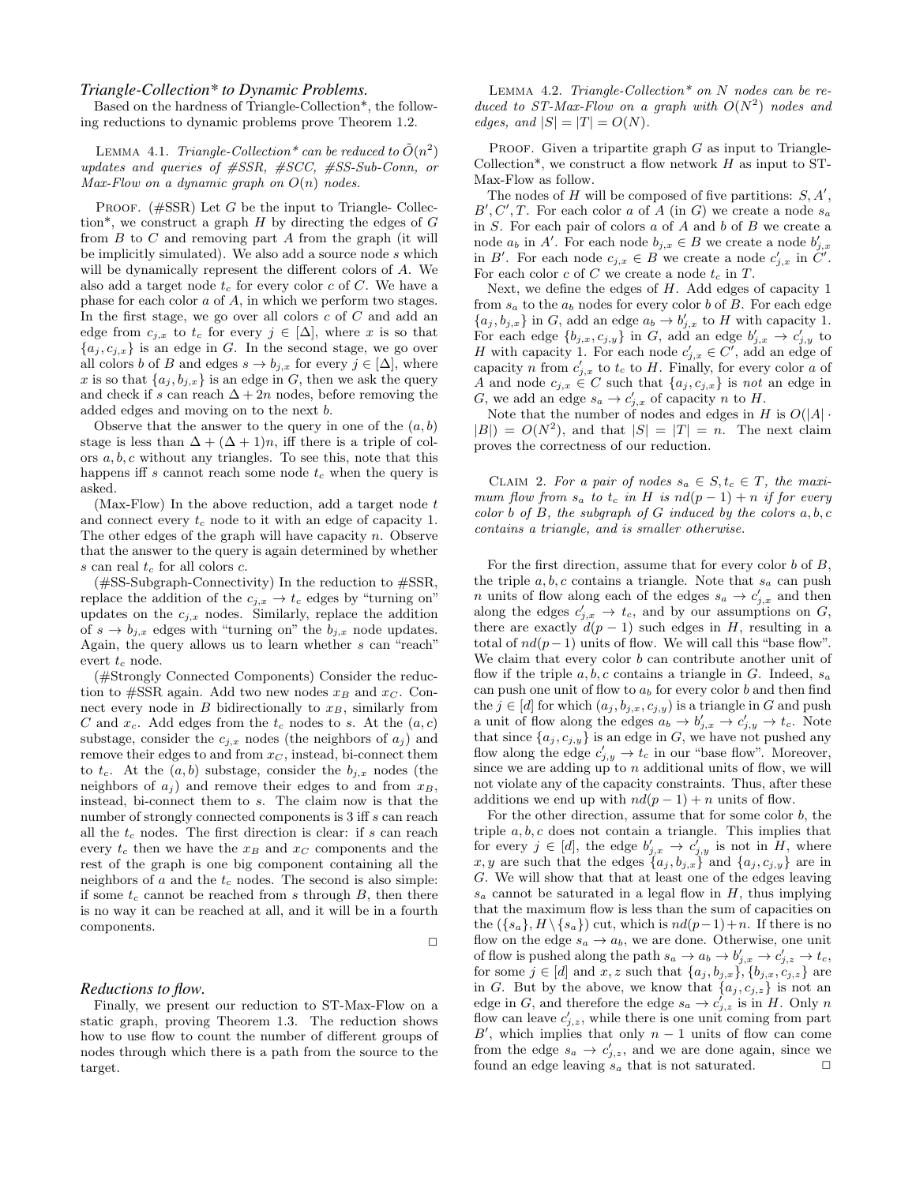### *Triangle-Collection\* to Dynamic Problems.*

Based on the hardness of Triangle-Collection*, the following reductions to dynamic problems prove Theorem 1.2.

Lemma 4.1. *Triangle-Collection\* can be reduced to $\tilde{O}(n^2)$ updates and queries of #SSR, #SCC, #SS-Sub-Conn, or Max-Flow on a dynamic graph on $O(n)$ nodes.*

Proof. (#SSR) Let $G$ be the input to Triangle- Collection*, we construct a graph $H$ by directing the edges of $G$ from $B$ to $C$ and removing part $A$ from the graph (it will be implicitly simulated). We also add a source node $s$ which will be dynamically represent the different colors of $A$. We also add a target node $t_c$ for every color $c$ of $C$. We have a phase for each color $a$ of $A$, in which we perform two stages. In the first stage, we go over all colors $c$ of $C$ and add an edge from $c_{j,x}$ to $t_c$ for every $j \in [\Delta]$, where $x$ is so that $\{a_j, c_{j,x}\}$ is an edge in $G$. In the second stage, we go over all colors $b$ of $B$ and edges $s \to b_{j,x}$ for every $j \in [\Delta]$, where $x$ is so that $\{a_j, b_{j,x}\}$ is an edge in $G$, then we ask the query and check if $s$ can reach $\Delta + 2n$ nodes, before removing the added edges and moving on to the next $b$.

Observe that the answer to the query in one of the $(a, b)$ stage is less than $\Delta + (\Delta + 1)n$, iff there is a triple of colors $a, b, c$ without any triangles. To see this, note that this happens iff $s$ cannot reach some node $t_c$ when the query is asked.

(Max-Flow) In the above reduction, add a target node $t$ and connect every $t_c$ node to it with an edge of capacity 1. The other edges of the graph will have capacity $n$. Observe that the answer to the query is again determined by whether $s$ can real $t_c$ for all colors $c$.

(#SS-Subgraph-Connectivity) In the reduction to #SSR, replace the addition of the $c_{j,x} \to t_c$ edges by "turning on" updates on the $c_{j,x}$ nodes. Similarly, replace the addition of $s \to b_{j,x}$ edges with "turning on" the $b_{j,x}$ node updates. Again, the query allows us to learn whether $s$ can "reach" evert $t_c$ node.

(#Strongly Connected Components) Consider the reduction to #SSR again. Add two new nodes $x_B$ and $x_C$. Connect every node in $B$ bidirectionally to $x_B$, similarly from $C$ and $x_c$. Add edges from the $t_c$ nodes to $s$. At the $(a, c)$ substage, consider the $c_{j,x}$ nodes (the neighbors of $a_j$) and remove their edges to and from $x_C$, instead, bi-connect them to $t_c$. At the $(a, b)$ substage, consider the $b_{j,x}$ nodes (the neighbors of $a_j$) and remove their edges to and from $x_B$, instead, bi-connect them to $s$. The claim now is that the number of strongly connected components is 3 iff $s$ can reach all the $t_c$ nodes. The first direction is clear: if $s$ can reach every $t_c$ then we have the $x_B$ and $x_C$ components and the rest of the graph is one big component containing all the neighbors of $a$ and the $t_c$ nodes. The second is also simple: if some $t_c$ cannot be reached from $s$ through $B$, then there is no way it can be reached at all, and it will be in a fourth components. □

### *Reductions to flow.*

Finally, we present our reduction to ST-Max-Flow on a static graph, proving Theorem 1.3. The reduction shows how to use flow to count the number of different groups of nodes through which there is a path from the source to the target.

Lemma 4.2. *Triangle-Collection\* on $N$ nodes can be reduced to ST-Max-Flow on a graph with $O(N^2)$ nodes and edges, and $|S| = |T| = O(N)$.*

Proof. Given a tripartite graph $G$ as input to Triangle-Collection*, we construct a flow network $H$ as input to ST-Max-Flow as follow.

The nodes of $H$ will be composed of five partitions: $S, A'$, $B', C', T$. For each color $a$ of $A$ (in $G$) we create a node $s_a$ in $S$. For each pair of colors $a$ of $A$ and $b$ of $B$ we create a node $a_b$ in $A'$. For each node $b_{j,x} \in B$ we create a node $b'_{j,x}$ in $B'$. For each node $c_{j,x} \in B$ we create a node $c'_{j,x}$ in $C'$. For each color $c$ of $C$ we create a node $t_c$ in $T$.

Next, we define the edges of $H$. Add edges of capacity 1 from $s_a$ to the $a_b$ nodes for every color $b$ of $B$. For each edge $\{a_j, b_{j,x}\}$ in $G$, add an edge $a_b \to b'_{j,x}$ to $H$ with capacity 1. For each edge $\{b_{j,x}, c_{j,y}\}$ in $G$, add an edge $b'_{j,x} \to c'_{j,y}$ to $H$ with capacity 1. For each node $c'_{j,x} \in C'$, add an edge of capacity $n$ from $c'_{j,x}$ to $t_c$ to $H$. Finally, for every color $a$ of $A$ and node $c_{j,x} \in C$ such that $\{a_j, c_{j,x}\}$ is *not* an edge in $G$, we add an edge $s_a \to c'_{j,x}$ of capacity $n$ to $H$.

Note that the number of nodes and edges in $H$ is $O(|A| \cdot |B|) = O(N^2)$, and that $|S| = |T| = n$. The next claim proves the correctness of our reduction.

Claim 2. *For a pair of nodes $s_a \in S, t_c \in T$, the maximum flow from $s_a$ to $t_c$ in $H$ is $nd(p-1) + n$ if for every color $b$ of $B$, the subgraph of $G$ induced by the colors $a, b, c$ contains a triangle, and is smaller otherwise.*

For the first direction, assume that for every color $b$ of $B$, the triple $a, b, c$ contains a triangle. Note that $s_a$ can push $n$ units of flow along each of the edges $s_a \to c'_{j,x}$ and then along the edges $c'_{j,x} \to t_c$, and by our assumptions on $G$, there are exactly $d(p-1)$ such edges in $H$, resulting in a total of $nd(p-1)$ units of flow. We will call this "base flow". We claim that every color $b$ can contribute another unit of flow if the triple $a, b, c$ contains a triangle in $G$. Indeed, $s_a$ can push one unit of flow to $a_b$ for every color $b$ and then find the $j \in [d]$ for which $(a_j, b_{j,x}, c_{j,y})$ is a triangle in $G$ and push a unit of flow along the edges $a_b \to b'_{j,x} \to c'_{j,y} \to t_c$. Note that since $\{a_j, c_{j,y}\}$ is an edge in $G$, we have not pushed any flow along the edge $c'_{j,y} \to t_c$ in our "base flow". Moreover, since we are adding up to $n$ additional units of flow, we will not violate any of the capacity constraints. Thus, after these additions we end up with $nd(p-1) + n$ units of flow.

For the other direction, assume that for some color $b$, the triple $a, b, c$ does not contain a triangle. This implies that for every $j \in [d]$, the edge $b'_{j,x} \to c'_{j,y}$ is not in $H$, where $x, y$ are such that the edges $\{a_j, b_{j,x}\}$ and $\{a_j, c_{j,y}\}$ are in $G$. We will show that that at least one of the edges leaving $s_a$ cannot be saturated in a legal flow in $H$, thus implying that the maximum flow is less than the sum of capacities on the $(\{s_a\}, H \setminus \{s_a\})$ cut, which is $nd(p-1)+n$. If there is no flow on the edge $s_a \to a_b$, we are done. Otherwise, one unit of flow is pushed along the path $s_a \to a_b \to b'_{j,x} \to c'_{j,z} \to t_c$, for some $j \in [d]$ and $x, z$ such that $\{a_j, b_{j,x}\}, \{b_{j,x}, c_{j,z}\}$ are in $G$. But by the above, we know that $\{a_j, c_{j,z}\}$ is not an edge in $G$, and therefore the edge $s_a \to c'_{j,z}$ is in $H$. Only $n$ flow can leave $c'_{j,z}$, while there is one unit coming from part $B'$, which implies that only $n-1$ units of flow can come from the edge $s_a \to c'_{j,z}$, and we are done again, since we found an edge leaving $s_a$ that is not saturated. □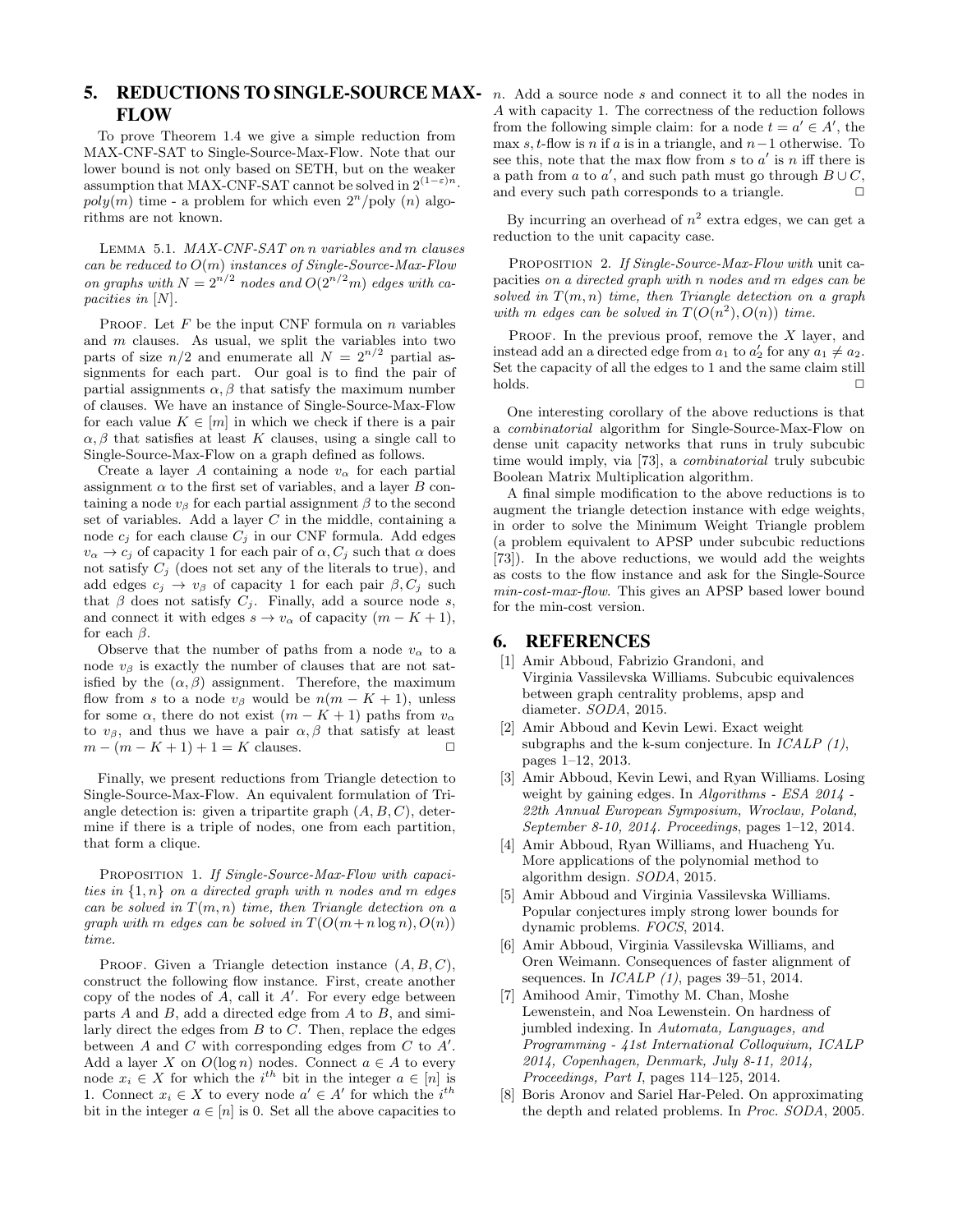## 5. REDUCTIONS TO SINGLE-SOURCE MAX-FLOW

To prove Theorem 1.4 we give a simple reduction from MAX-CNF-SAT to Single-Source-Max-Flow. Note that our lower bound is not only based on SETH, but on the weaker assumption that MAX-CNF-SAT cannot be solved in $2^{(1-\varepsilon)n} \cdot poly(m)$ time - a problem for which even $2^n/\text{poly}(n)$ algorithms are not known.

LEMMA 5.1. *MAX-CNF-SAT on n variables and m clauses can be reduced to $O(m)$ instances of Single-Source-Max-Flow on graphs with $N = 2^{n/2}$ nodes and $O(2^{n/2}m)$ edges with capacities in $[N]$.*

PROOF. Let $F$ be the input CNF formula on $n$ variables and $m$ clauses. As usual, we split the variables into two parts of size $n/2$ and enumerate all $N = 2^{n/2}$ partial assignments for each part. Our goal is to find the pair of partial assignments $\alpha, \beta$ that satisfy the maximum number of clauses. We have an instance of Single-Source-Max-Flow for each value $K \in [m]$ in which we check if there is a pair $\alpha, \beta$ that satisfies at least $K$ clauses, using a single call to Single-Source-Max-Flow on a graph defined as follows.

Create a layer $A$ containing a node $v_\alpha$ for each partial assignment $\alpha$ to the first set of variables, and a layer $B$ containing a node $v_\beta$ for each partial assignment $\beta$ to the second set of variables. Add a layer $C$ in the middle, containing a node $c_j$ for each clause $C_j$ in our CNF formula. Add edges $v_\alpha \to c_j$ of capacity 1 for each pair of $\alpha, C_j$ such that $\alpha$ does not satisfy $C_j$ (does not set any of the literals to true), and add edges $c_j \to v_\beta$ of capacity 1 for each pair $\beta, C_j$ such that $\beta$ does not satisfy $C_j$. Finally, add a source node $s$, and connect it with edges $s \to v_\alpha$ of capacity $(m - K + 1)$, for each $\beta$.

Observe that the number of paths from a node $v_\alpha$ to a node $v_\beta$ is exactly the number of clauses that are not satisfied by the $(\alpha, \beta)$ assignment. Therefore, the maximum flow from $s$ to a node $v_\beta$ would be $n(m - K + 1)$, unless for some $\alpha$, there do not exist $(m - K + 1)$ paths from $v_\alpha$ to $v_\beta$, and thus we have a pair $\alpha, \beta$ that satisfy at least $m - (m - K + 1) + 1 = K$ clauses. $\square$

Finally, we present reductions from Triangle detection to Single-Source-Max-Flow. An equivalent formulation of Triangle detection is: given a tripartite graph $(A, B, C)$, determine if there is a triple of nodes, one from each partition, that form a clique.

PROPOSITION 1. *If Single-Source-Max-Flow with capacities in $\{1, n\}$ on a directed graph with n nodes and m edges can be solved in $T(m, n)$ time, then Triangle detection on a graph with m edges can be solved in $T(O(m + n \log n), O(n))$ time.*

PROOF. Given a Triangle detection instance $(A, B, C)$, construct the following flow instance. First, create another copy of the nodes of $A$, call it $A'$. For every edge between parts $A$ and $B$, add a directed edge from $A$ to $B$, and similarly direct the edges from $B$ to $C$. Then, replace the edges between $A$ and $C$ with corresponding edges from $C$ to $A'$. Add a layer $X$ on $O(\log n)$ nodes. Connect $a \in A$ to every node $x_i \in X$ for which the $i^{th}$ bit in the integer $a \in [n]$ is 1. Connect $x_i \in X$ to every node $a' \in A'$ for which the $i^{th}$ bit in the integer $a \in [n]$ is 0. Set all the above capacities to $n$. Add a source node $s$ and connect it to all the nodes in $A$ with capacity 1. The correctness of the reduction follows from the following simple claim: for a node $t = a' \in A'$, the max $s,t$-flow is $n$ if $a$ is in a triangle, and $n-1$ otherwise. To see this, note that the max flow from $s$ to $a'$ is $n$ iff there is a path from $a$ to $a'$, and such path must go through $B \cup C$, and every such path corresponds to a triangle. $\square$

By incurring an overhead of $n^2$ extra edges, we can get a reduction to the unit capacity case.

PROPOSITION 2. *If Single-Source-Max-Flow with* unit capacities *on a directed graph with n nodes and m edges can be solved in $T(m, n)$ time, then Triangle detection on a graph with m edges can be solved in $T(O(n^2), O(n))$ time.*

PROOF. In the previous proof, remove the $X$ layer, and instead add an a directed edge from $a_1$ to $a_2'$ for any $a_1 \neq a_2$. Set the capacity of all the edges to 1 and the same claim still holds. $\square$

One interesting corollary of the above reductions is that a *combinatorial* algorithm for Single-Source-Max-Flow on dense unit capacity networks that runs in truly subcubic time would imply, via [73], a *combinatorial* truly subcubic Boolean Matrix Multiplication algorithm.

A final simple modification to the above reductions is to augment the triangle detection instance with edge weights, in order to solve the Minimum Weight Triangle problem (a problem equivalent to APSP under subcubic reductions [73]). In the above reductions, we would add the weights as costs to the flow instance and ask for the Single-Source *min-cost-max-flow*. This gives an APSP based lower bound for the min-cost version.

## 6. REFERENCES

[1] Amir Abboud, Fabrizio Grandoni, and Virginia Vassilevska Williams. Subcubic equivalences between graph centrality problems, apsp and diameter. *SODA*, 2015.

[2] Amir Abboud and Kevin Lewi. Exact weight subgraphs and the k-sum conjecture. In *ICALP (1)*, pages 1–12, 2013.

[3] Amir Abboud, Kevin Lewi, and Ryan Williams. Losing weight by gaining edges. In *Algorithms - ESA 2014 - 22th Annual European Symposium, Wroclaw, Poland, September 8-10, 2014. Proceedings*, pages 1–12, 2014.

[4] Amir Abboud, Ryan Williams, and Huacheng Yu. More applications of the polynomial method to algorithm design. *SODA*, 2015.

[5] Amir Abboud and Virginia Vassilevska Williams. Popular conjectures imply strong lower bounds for dynamic problems. *FOCS*, 2014.

[6] Amir Abboud, Virginia Vassilevska Williams, and Oren Weimann. Consequences of faster alignment of sequences. In *ICALP (1)*, pages 39–51, 2014.

[7] Amihood Amir, Timothy M. Chan, Moshe Lewenstein, and Noa Lewenstein. On hardness of jumbled indexing. In *Automata, Languages, and Programming - 41st International Colloquium, ICALP 2014, Copenhagen, Denmark, July 8-11, 2014, Proceedings, Part I*, pages 114–125, 2014.

[8] Boris Aronov and Sariel Har-Peled. On approximating the depth and related problems. In *Proc. SODA*, 2005.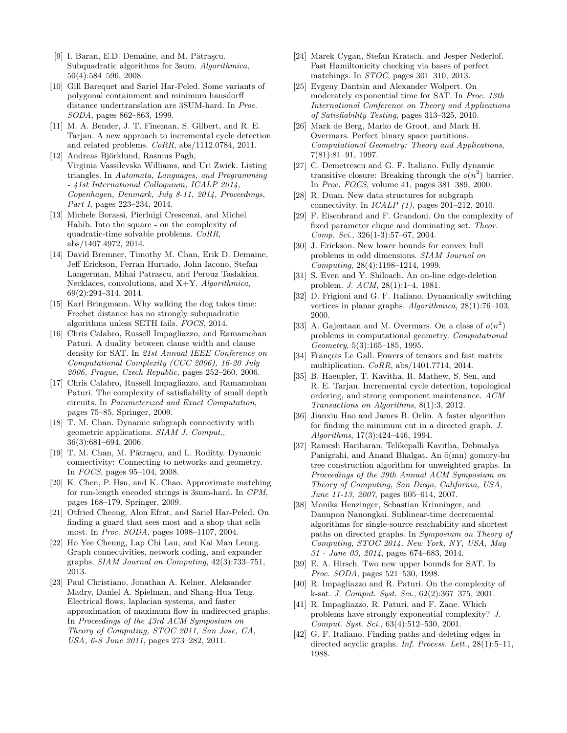[9] I. Baran, E.D. Demaine, and M. Pătraşcu. Subquadratic algorithms for 3sum. *Algorithmica*, 50(4):584–596, 2008.

[10] Gill Barequet and Sariel Har-Peled. Some variants of polygonal containment and minimum hausdorff distance undertranslation are 3SUM-hard. In *Proc. SODA*, pages 862–863, 1999.

[11] M. A. Bender, J. T. Fineman, S. Gilbert, and R. E. Tarjan. A new approach to incremental cycle detection and related problems. *CoRR*, abs/1112.0784, 2011.

[12] Andreas Björklund, Rasmus Pagh, Virginia Vassilevska Williams, and Uri Zwick. Listing triangles. In *Automata, Languages, and Programming - 41st International Colloquium, ICALP 2014, Copenhagen, Denmark, July 8-11, 2014, Proceedings, Part I*, pages 223–234, 2014.

[13] Michele Borassi, Pierluigi Crescenzi, and Michel Habib. Into the square - on the complexity of quadratic-time solvable problems. *CoRR*, abs/1407.4972, 2014.

[14] David Bremner, Timothy M. Chan, Erik D. Demaine, Jeff Erickson, Ferran Hurtado, John Iacono, Stefan Langerman, Mihai Patrascu, and Perouz Taslakian. Necklaces, convolutions, and X+Y. *Algorithmica*, 69(2):294–314, 2014.

[15] Karl Bringmann. Why walking the dog takes time: Frechet distance has no strongly subquadratic algorithms unless SETH fails. *FOCS*, 2014.

[16] Chris Calabro, Russell Impagliazzo, and Ramamohan Paturi. A duality between clause width and clause density for SAT. In *21st Annual IEEE Conference on Computational Complexity (CCC 2006), 16-20 July 2006, Prague, Czech Republic*, pages 252–260, 2006.

[17] Chris Calabro, Russell Impagliazzo, and Ramamohan Paturi. The complexity of satisfiability of small depth circuits. In *Parameterized and Exact Computation*, pages 75–85. Springer, 2009.

[18] T. M. Chan. Dynamic subgraph connectivity with geometric applications. *SIAM J. Comput.*, 36(3):681–694, 2006.

[19] T. M. Chan, M. Pătraşcu, and L. Roditty. Dynamic connectivity: Connecting to networks and geometry. In *FOCS*, pages 95–104, 2008.

[20] K. Chen, P. Hsu, and K. Chao. Approximate matching for run-length encoded strings is 3sum-hard. In *CPM*, pages 168–179. Springer, 2009.

[21] Otfried Cheong, Alon Efrat, and Sariel Har-Peled. On finding a guard that sees most and a shop that sells most. In *Proc. SODA*, pages 1098–1107, 2004.

[22] Ho Yee Cheung, Lap Chi Lau, and Kai Man Leung. Graph connectivities, network coding, and expander graphs. *SIAM Journal on Computing*, 42(3):733–751, 2013.

[23] Paul Christiano, Jonathan A. Kelner, Aleksander Madry, Daniel A. Spielman, and Shang-Hua Teng. Electrical flows, laplacian systems, and faster approximation of maximum flow in undirected graphs. In *Proceedings of the 43rd ACM Symposium on Theory of Computing, STOC 2011, San Jose, CA, USA, 6-8 June 2011*, pages 273–282, 2011.

[24] Marek Cygan, Stefan Kratsch, and Jesper Nederlof. Fast Hamiltonicity checking via bases of perfect matchings. In *STOC*, pages 301–310, 2013.

[25] Evgeny Dantsin and Alexander Wolpert. On moderately exponential time for SAT. In *Proc. 13th International Conference on Theory and Applications of Satisfiability Testing*, pages 313–325, 2010.

[26] Mark de Berg, Marko de Groot, and Mark H. Overmars. Perfect binary space partitions. *Computational Geometry: Theory and Applications*, 7(81):81–91, 1997.

[27] C. Demetrescu and G. F. Italiano. Fully dynamic transitive closure: Breaking through the $o(n^2)$ barrier. In *Proc. FOCS*, volume 41, pages 381–389, 2000.

[28] R. Duan. New data structures for subgraph connectivity. In *ICALP (1)*, pages 201–212, 2010.

[29] F. Eisenbrand and F. Grandoni. On the complexity of fixed parameter clique and dominating set. *Theor. Comp. Sci.*, 326(1-3):57–67, 2004.

[30] J. Erickson. New lower bounds for convex hull problems in odd dimensions. *SIAM Journal on Computing*, 28(4):1198–1214, 1999.

[31] S. Even and Y. Shiloach. An on-line edge-deletion problem. *J. ACM*, 28(1):1–4, 1981.

[32] D. Frigioni and G. F. Italiano. Dynamically switching vertices in planar graphs. *Algorithmica*, 28(1):76–103, 2000.

[33] A. Gajentaan and M. Overmars. On a class of $o(n^2)$ problems in computational geometry. *Computational Geometry*, 5(3):165–185, 1995.

[34] François Le Gall. Powers of tensors and fast matrix multiplication. *CoRR*, abs/1401.7714, 2014.

[35] B. Haeupler, T. Kavitha, R. Mathew, S. Sen, and R. E. Tarjan. Incremental cycle detection, topological ordering, and strong component maintenance. *ACM Transactions on Algorithms*, 8(1):3, 2012.

[36] Jianxiu Hao and James B. Orlin. A faster algorithm for finding the minimum cut in a directed graph. *J. Algorithms*, 17(3):424–446, 1994.

[37] Ramesh Hariharan, Telikepalli Kavitha, Debmalya Panigrahi, and Anand Bhalgat. An õ(mn) gomory-hu tree construction algorithm for unweighted graphs. In *Proceedings of the 39th Annual ACM Symposium on Theory of Computing, San Diego, California, USA, June 11-13, 2007*, pages 605–614, 2007.

[38] Monika Henzinger, Sebastian Krinninger, and Danupon Nanongkai. Sublinear-time decremental algorithms for single-source reachability and shortest paths on directed graphs. In *Symposium on Theory of Computing, STOC 2014, New York, NY, USA, May 31 - June 03, 2014*, pages 674–683, 2014.

[39] E. A. Hirsch. Two new upper bounds for SAT. In *Proc. SODA*, pages 521–530, 1998.

[40] R. Impagliazzo and R. Paturi. On the complexity of k-sat. *J. Comput. Syst. Sci.*, 62(2):367–375, 2001.

[41] R. Impagliazzo, R. Paturi, and F. Zane. Which problems have strongly exponential complexity? *J. Comput. Syst. Sci.*, 63(4):512–530, 2001.

[42] G. F. Italiano. Finding paths and deleting edges in directed acyclic graphs. *Inf. Process. Lett.*, 28(1):5–11, 1988.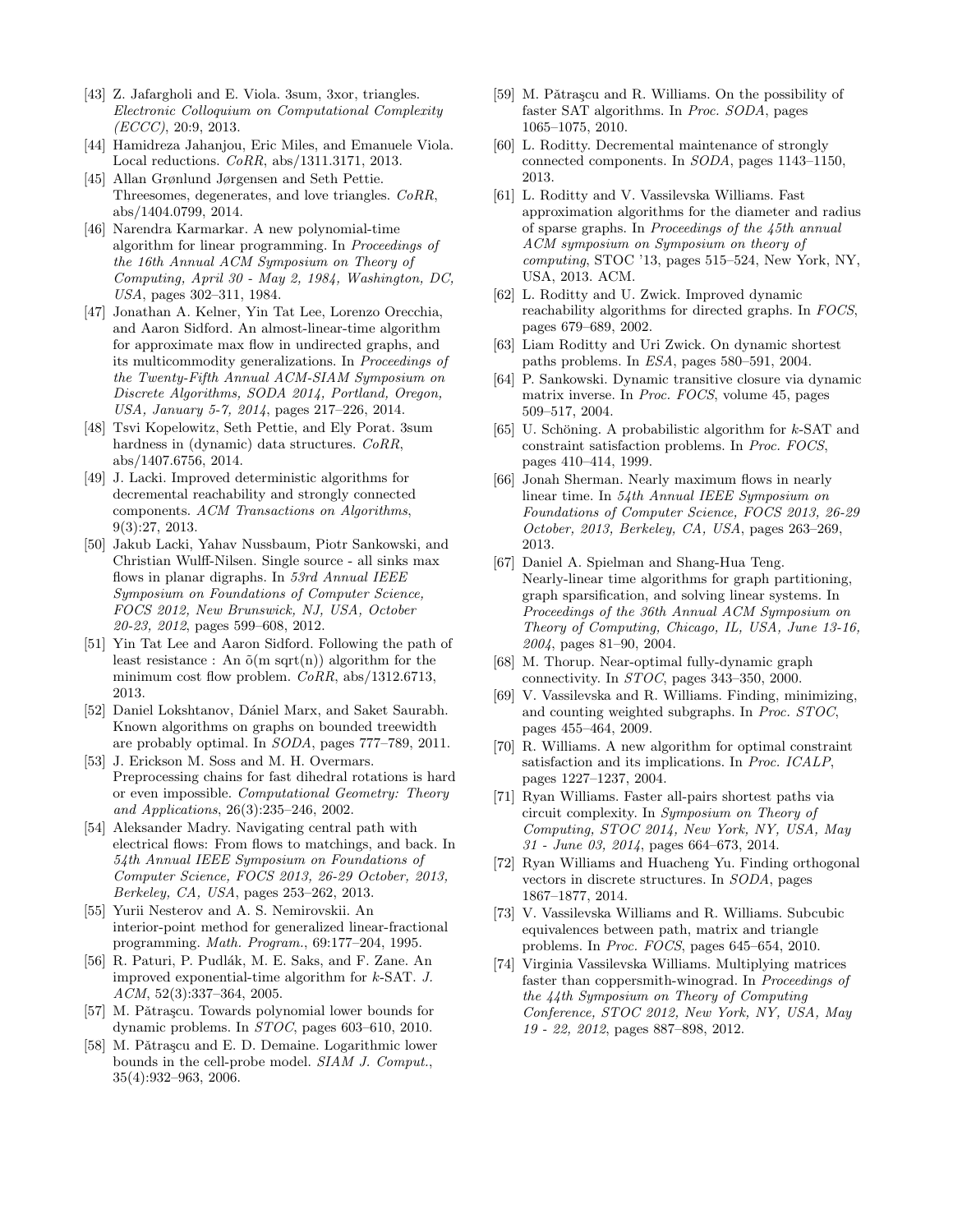[43] Z. Jafargholi and E. Viola. 3sum, 3xor, triangles. *Electronic Colloquium on Computational Complexity (ECCC)*, 20:9, 2013.

[44] Hamidreza Jahanjou, Eric Miles, and Emanuele Viola. Local reductions. *CoRR*, abs/1311.3171, 2013.

[45] Allan Grønlund Jørgensen and Seth Pettie. Threesomes, degenerates, and love triangles. *CoRR*, abs/1404.0799, 2014.

[46] Narendra Karmarkar. A new polynomial-time algorithm for linear programming. In *Proceedings of the 16th Annual ACM Symposium on Theory of Computing, April 30 - May 2, 1984, Washington, DC, USA*, pages 302–311, 1984.

[47] Jonathan A. Kelner, Yin Tat Lee, Lorenzo Orecchia, and Aaron Sidford. An almost-linear-time algorithm for approximate max flow in undirected graphs, and its multicommodity generalizations. In *Proceedings of the Twenty-Fifth Annual ACM-SIAM Symposium on Discrete Algorithms, SODA 2014, Portland, Oregon, USA, January 5-7, 2014*, pages 217–226, 2014.

[48] Tsvi Kopelowitz, Seth Pettie, and Ely Porat. 3sum hardness in (dynamic) data structures. *CoRR*, abs/1407.6756, 2014.

[49] J. Lacki. Improved deterministic algorithms for decremental reachability and strongly connected components. *ACM Transactions on Algorithms*, 9(3):27, 2013.

[50] Jakub Lacki, Yahav Nussbaum, Piotr Sankowski, and Christian Wulff-Nilsen. Single source - all sinks max flows in planar digraphs. In *53rd Annual IEEE Symposium on Foundations of Computer Science, FOCS 2012, New Brunswick, NJ, USA, October 20-23, 2012*, pages 599–608, 2012.

[51] Yin Tat Lee and Aaron Sidford. Following the path of least resistance : An õ(m sqrt(n)) algorithm for the minimum cost flow problem. *CoRR*, abs/1312.6713, 2013.

[52] Daniel Lokshtanov, Dániel Marx, and Saket Saurabh. Known algorithms on graphs on bounded treewidth are probably optimal. In *SODA*, pages 777–789, 2011.

[53] J. Erickson M. Soss and M. H. Overmars. Preprocessing chains for fast dihedral rotations is hard or even impossible. *Computational Geometry: Theory and Applications*, 26(3):235–246, 2002.

[54] Aleksander Madry. Navigating central path with electrical flows: From flows to matchings, and back. In *54th Annual IEEE Symposium on Foundations of Computer Science, FOCS 2013, 26-29 October, 2013, Berkeley, CA, USA*, pages 253–262, 2013.

[55] Yurii Nesterov and A. S. Nemirovskii. An interior-point method for generalized linear-fractional programming. *Math. Program.*, 69:177–204, 1995.

[56] R. Paturi, P. Pudlák, M. E. Saks, and F. Zane. An improved exponential-time algorithm for $k$-SAT. *J. ACM*, 52(3):337–364, 2005.

[57] M. Pătraşcu. Towards polynomial lower bounds for dynamic problems. In *STOC*, pages 603–610, 2010.

[58] M. Pătraşcu and E. D. Demaine. Logarithmic lower bounds in the cell-probe model. *SIAM J. Comput.*, 35(4):932–963, 2006.

[59] M. Pătraşcu and R. Williams. On the possibility of faster SAT algorithms. In *Proc. SODA*, pages 1065–1075, 2010.

[60] L. Roditty. Decremental maintenance of strongly connected components. In *SODA*, pages 1143–1150, 2013.

[61] L. Roditty and V. Vassilevska Williams. Fast approximation algorithms for the diameter and radius of sparse graphs. In *Proceedings of the 45th annual ACM symposium on Symposium on theory of computing*, STOC '13, pages 515–524, New York, NY, USA, 2013. ACM.

[62] L. Roditty and U. Zwick. Improved dynamic reachability algorithms for directed graphs. In *FOCS*, pages 679–689, 2002.

[63] Liam Roditty and Uri Zwick. On dynamic shortest paths problems. In *ESA*, pages 580–591, 2004.

[64] P. Sankowski. Dynamic transitive closure via dynamic matrix inverse. In *Proc. FOCS*, volume 45, pages 509–517, 2004.

[65] U. Schöning. A probabilistic algorithm for $k$-SAT and constraint satisfaction problems. In *Proc. FOCS*, pages 410–414, 1999.

[66] Jonah Sherman. Nearly maximum flows in nearly linear time. In *54th Annual IEEE Symposium on Foundations of Computer Science, FOCS 2013, 26-29 October, 2013, Berkeley, CA, USA*, pages 263–269, 2013.

[67] Daniel A. Spielman and Shang-Hua Teng. Nearly-linear time algorithms for graph partitioning, graph sparsification, and solving linear systems. In *Proceedings of the 36th Annual ACM Symposium on Theory of Computing, Chicago, IL, USA, June 13-16, 2004*, pages 81–90, 2004.

[68] M. Thorup. Near-optimal fully-dynamic graph connectivity. In *STOC*, pages 343–350, 2000.

[69] V. Vassilevska and R. Williams. Finding, minimizing, and counting weighted subgraphs. In *Proc. STOC*, pages 455–464, 2009.

[70] R. Williams. A new algorithm for optimal constraint satisfaction and its implications. In *Proc. ICALP*, pages 1227–1237, 2004.

[71] Ryan Williams. Faster all-pairs shortest paths via circuit complexity. In *Symposium on Theory of Computing, STOC 2014, New York, NY, USA, May 31 - June 03, 2014*, pages 664–673, 2014.

[72] Ryan Williams and Huacheng Yu. Finding orthogonal vectors in discrete structures. In *SODA*, pages 1867–1877, 2014.

[73] V. Vassilevska Williams and R. Williams. Subcubic equivalences between path, matrix and triangle problems. In *Proc. FOCS*, pages 645–654, 2010.

[74] Virginia Vassilevska Williams. Multiplying matrices faster than coppersmith-winograd. In *Proceedings of the 44th Symposium on Theory of Computing Conference, STOC 2012, New York, NY, USA, May 19 - 22, 2012*, pages 887–898, 2012.